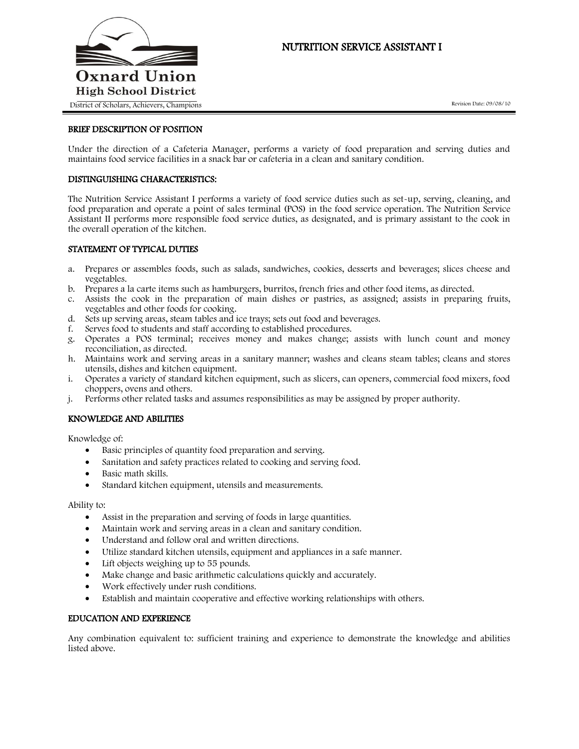Oxnard Union High School District

District of Scholars, Achievers, Champions

# NUTRITION SERVICE ASSISTANT I

Revision Date: 09/08/10

## BRIEF DESCRIPTION OF POSITION

Under the direction of a Cafeteria Manager, performs a variety of food preparation and serving duties and maintains food service facilities in a snack bar or cafeteria in a clean and sanitary condition.

## DISTINGUISHING CHARACTERISTICS:

The Nutrition Service Assistant I performs a variety of food service duties such as set-up, serving, cleaning, and food preparation and operate a point of sales terminal (POS) in the food service operation. The Nutrition Service Assistant II performs more responsible food service duties, as designated, and is primary assistant to the cook in the overall operation of the kitchen.

## STATEMENT OF TYPICAL DUTIES

a. Prepares or assembles foods, such as salads, sandwiches, cookies, desserts and beverages; slices cheese and vegetables.
b. Prepares a la carte items such as hamburgers, burritos, french fries and other food items, as directed.
c. Assists the cook in the preparation of main dishes or pastries, as assigned; assists in preparing fruits, vegetables and other foods for cooking.
d. Sets up serving areas, steam tables and ice trays; sets out food and beverages.
f. Serves food to students and staff according to established procedures.
g. Operates a POS terminal; receives money and makes change; assists with lunch count and money reconciliation, as directed.
h. Maintains work and serving areas in a sanitary manner; washes and cleans steam tables; cleans and stores utensils, dishes and kitchen equipment.
i. Operates a variety of standard kitchen equipment, such as slicers, can openers, commercial food mixers, food choppers, ovens and others.
j. Performs other related tasks and assumes responsibilities as may be assigned by proper authority.

## KNOWLEDGE AND ABILITIES

Knowledge of:

- Basic principles of quantity food preparation and serving.
- Sanitation and safety practices related to cooking and serving food.
- Basic math skills.
- Standard kitchen equipment, utensils and measurements.

Ability to:

- Assist in the preparation and serving of foods in large quantities.
- Maintain work and serving areas in a clean and sanitary condition.
- Understand and follow oral and written directions.
- Utilize standard kitchen utensils, equipment and appliances in a safe manner.
- Lift objects weighing up to 55 pounds.
- Make change and basic arithmetic calculations quickly and accurately.
- Work effectively under rush conditions.
- Establish and maintain cooperative and effective working relationships with others.

## EDUCATION AND EXPERIENCE

Any combination equivalent to: sufficient training and experience to demonstrate the knowledge and abilities listed above.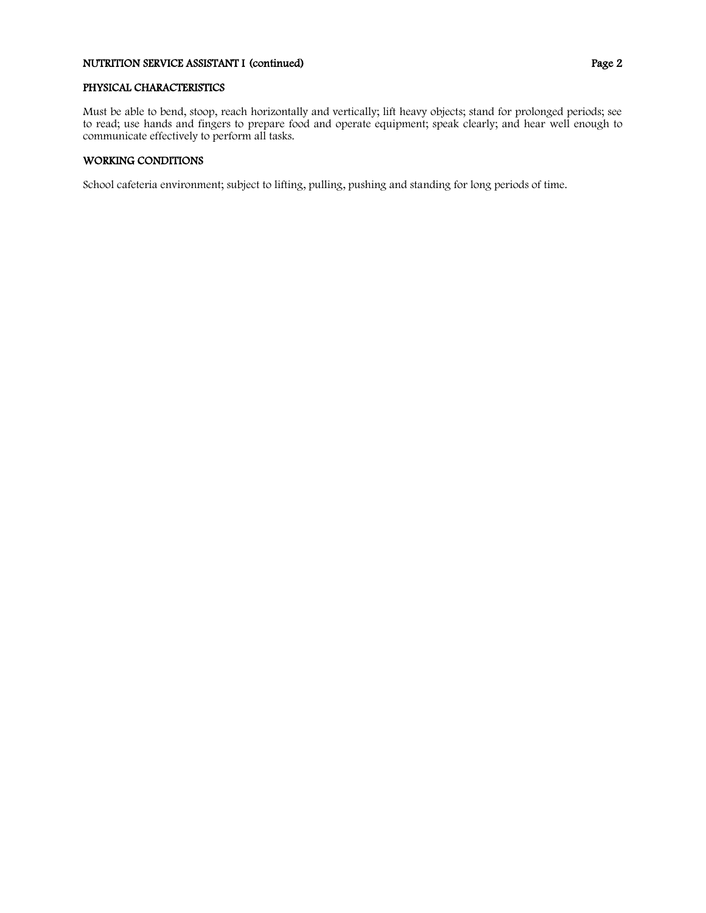## PHYSICAL CHARACTERISTICS

Must be able to bend, stoop, reach horizontally and vertically; lift heavy objects; stand for prolonged periods; see to read; use hands and fingers to prepare food and operate equipment; speak clearly; and hear well enough to communicate effectively to perform all tasks.

## WORKING CONDITIONS

School cafeteria environment; subject to lifting, pulling, pushing and standing for long periods of time.